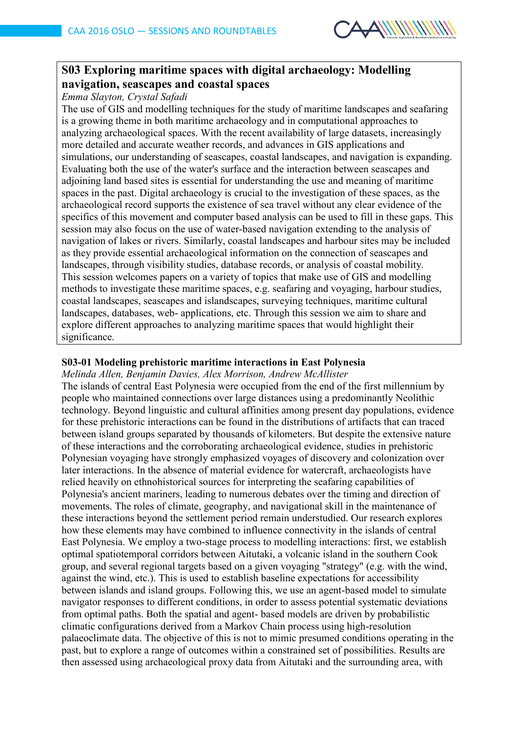## S03 Exploring maritime spaces with digital archaeology: Modelling navigation, seascapes and coastal spaces

*Emma Slayton, Crystal Safadi*

The use of GIS and modelling techniques for the study of maritime landscapes and seafaring is a growing theme in both maritime archaeology and in computational approaches to analyzing archaeological spaces. With the recent availability of large datasets, increasingly more detailed and accurate weather records, and advances in GIS applications and simulations, our understanding of seascapes, coastal landscapes, and navigation is expanding. Evaluating both the use of the water's surface and the interaction between seascapes and adjoining land based sites is essential for understanding the use and meaning of maritime spaces in the past. Digital archaeology is crucial to the investigation of these spaces, as the archaeological record supports the existence of sea travel without any clear evidence of the specifics of this movement and computer based analysis can be used to fill in these gaps. This session may also focus on the use of water-based navigation extending to the analysis of navigation of lakes or rivers. Similarly, coastal landscapes and harbour sites may be included as they provide essential archaeological information on the connection of seascapes and landscapes, through visibility studies, database records, or analysis of coastal mobility. This session welcomes papers on a variety of topics that make use of GIS and modelling methods to investigate these maritime spaces, e.g. seafaring and voyaging, harbour studies, coastal landscapes, seascapes and islandscapes, surveying techniques, maritime cultural landscapes, databases, web- applications, etc. Through this session we aim to share and explore different approaches to analyzing maritime spaces that would highlight their significance.

### S03-01 Modeling prehistoric maritime interactions in East Polynesia

*Melinda Allen, Benjamin Davies, Alex Morrison, Andrew McAllister*

The islands of central East Polynesia were occupied from the end of the first millennium by people who maintained connections over large distances using a predominantly Neolithic technology. Beyond linguistic and cultural affinities among present day populations, evidence for these prehistoric interactions can be found in the distributions of artifacts that can traced between island groups separated by thousands of kilometers. But despite the extensive nature of these interactions and the corroborating archaeological evidence, studies in prehistoric Polynesian voyaging have strongly emphasized voyages of discovery and colonization over later interactions. In the absence of material evidence for watercraft, archaeologists have relied heavily on ethnohistorical sources for interpreting the seafaring capabilities of Polynesia's ancient mariners, leading to numerous debates over the timing and direction of movements. The roles of climate, geography, and navigational skill in the maintenance of these interactions beyond the settlement period remain understudied. Our research explores how these elements may have combined to influence connectivity in the islands of central East Polynesia. We employ a two-stage process to modelling interactions: first, we establish optimal spatiotemporal corridors between Aitutaki, a volcanic island in the southern Cook group, and several regional targets based on a given voyaging "strategy" (e.g. with the wind, against the wind, etc.). This is used to establish baseline expectations for accessibility between islands and island groups. Following this, we use an agent-based model to simulate navigator responses to different conditions, in order to assess potential systematic deviations from optimal paths. Both the spatial and agent- based models are driven by probabilistic climatic configurations derived from a Markov Chain process using high-resolution palaeoclimate data. The objective of this is not to mimic presumed conditions operating in the past, but to explore a range of outcomes within a constrained set of possibilities. Results are then assessed using archaeological proxy data from Aitutaki and the surrounding area, with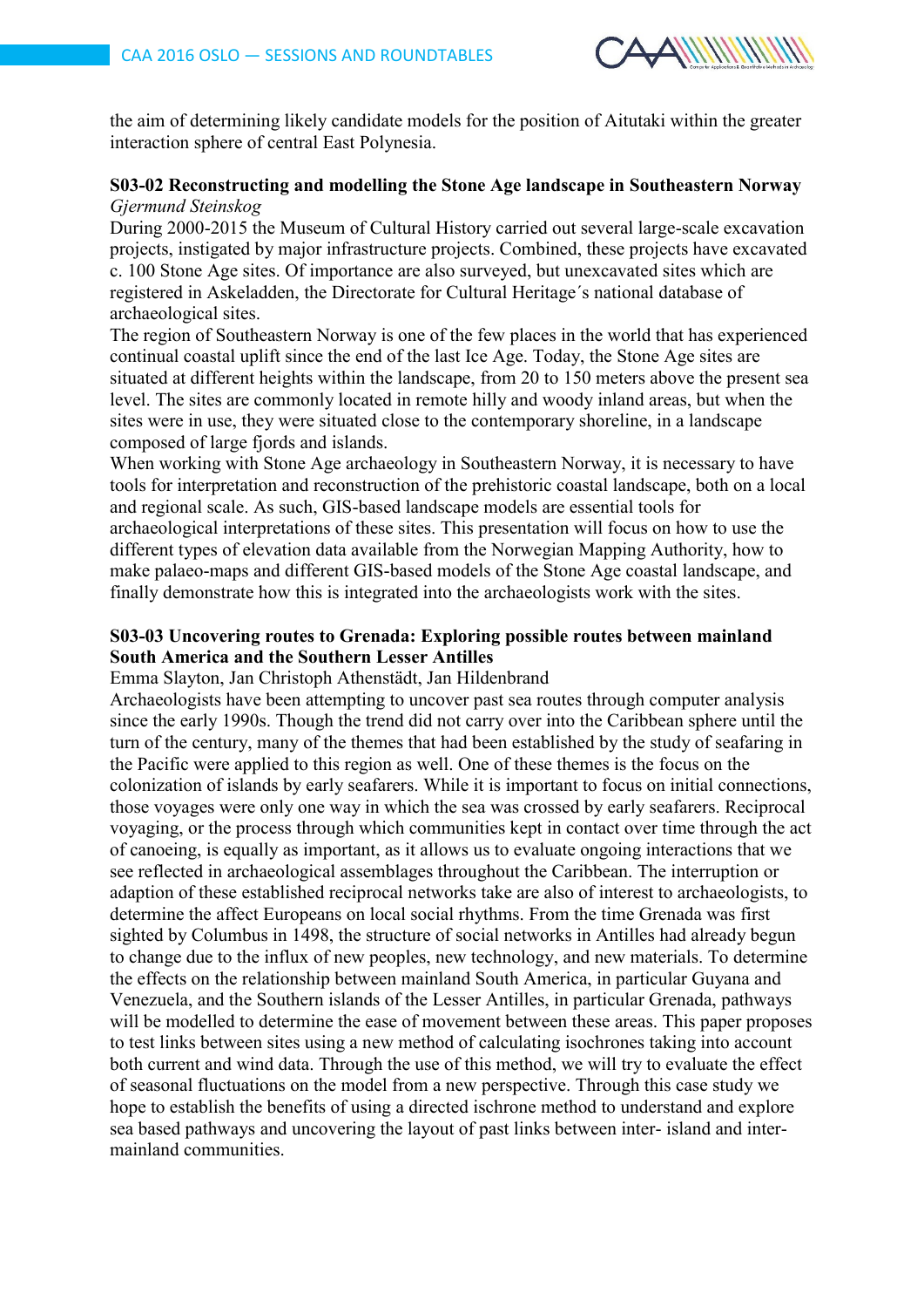the aim of determining likely candidate models for the position of Aitutaki within the greater interaction sphere of central East Polynesia.

### S03-02 Reconstructing and modelling the Stone Age landscape in Southeastern Norway

*Gjermund Steinskog*

During 2000-2015 the Museum of Cultural History carried out several large-scale excavation projects, instigated by major infrastructure projects. Combined, these projects have excavated c. 100 Stone Age sites. Of importance are also surveyed, but unexcavated sites which are registered in Askeladden, the Directorate for Cultural Heritage´s national database of archaeological sites.

The region of Southeastern Norway is one of the few places in the world that has experienced continual coastal uplift since the end of the last Ice Age. Today, the Stone Age sites are situated at different heights within the landscape, from 20 to 150 meters above the present sea level. The sites are commonly located in remote hilly and woody inland areas, but when the sites were in use, they were situated close to the contemporary shoreline, in a landscape composed of large fjords and islands.

When working with Stone Age archaeology in Southeastern Norway, it is necessary to have tools for interpretation and reconstruction of the prehistoric coastal landscape, both on a local and regional scale. As such, GIS-based landscape models are essential tools for archaeological interpretations of these sites. This presentation will focus on how to use the different types of elevation data available from the Norwegian Mapping Authority, how to make palaeo-maps and different GIS-based models of the Stone Age coastal landscape, and finally demonstrate how this is integrated into the archaeologists work with the sites.

### S03-03 Uncovering routes to Grenada: Exploring possible routes between mainland South America and the Southern Lesser Antilles

Emma Slayton, Jan Christoph Athenstädt, Jan Hildenbrand

Archaeologists have been attempting to uncover past sea routes through computer analysis since the early 1990s. Though the trend did not carry over into the Caribbean sphere until the turn of the century, many of the themes that had been established by the study of seafaring in the Pacific were applied to this region as well. One of these themes is the focus on the colonization of islands by early seafarers. While it is important to focus on initial connections, those voyages were only one way in which the sea was crossed by early seafarers. Reciprocal voyaging, or the process through which communities kept in contact over time through the act of canoeing, is equally as important, as it allows us to evaluate ongoing interactions that we see reflected in archaeological assemblages throughout the Caribbean. The interruption or adaption of these established reciprocal networks take are also of interest to archaeologists, to determine the affect Europeans on local social rhythms. From the time Grenada was first sighted by Columbus in 1498, the structure of social networks in Antilles had already begun to change due to the influx of new peoples, new technology, and new materials. To determine the effects on the relationship between mainland South America, in particular Guyana and Venezuela, and the Southern islands of the Lesser Antilles, in particular Grenada, pathways will be modelled to determine the ease of movement between these areas. This paper proposes to test links between sites using a new method of calculating isochrones taking into account both current and wind data. Through the use of this method, we will try to evaluate the effect of seasonal fluctuations on the model from a new perspective. Through this case study we hope to establish the benefits of using a directed ischrone method to understand and explore sea based pathways and uncovering the layout of past links between inter- island and inter-mainland communities.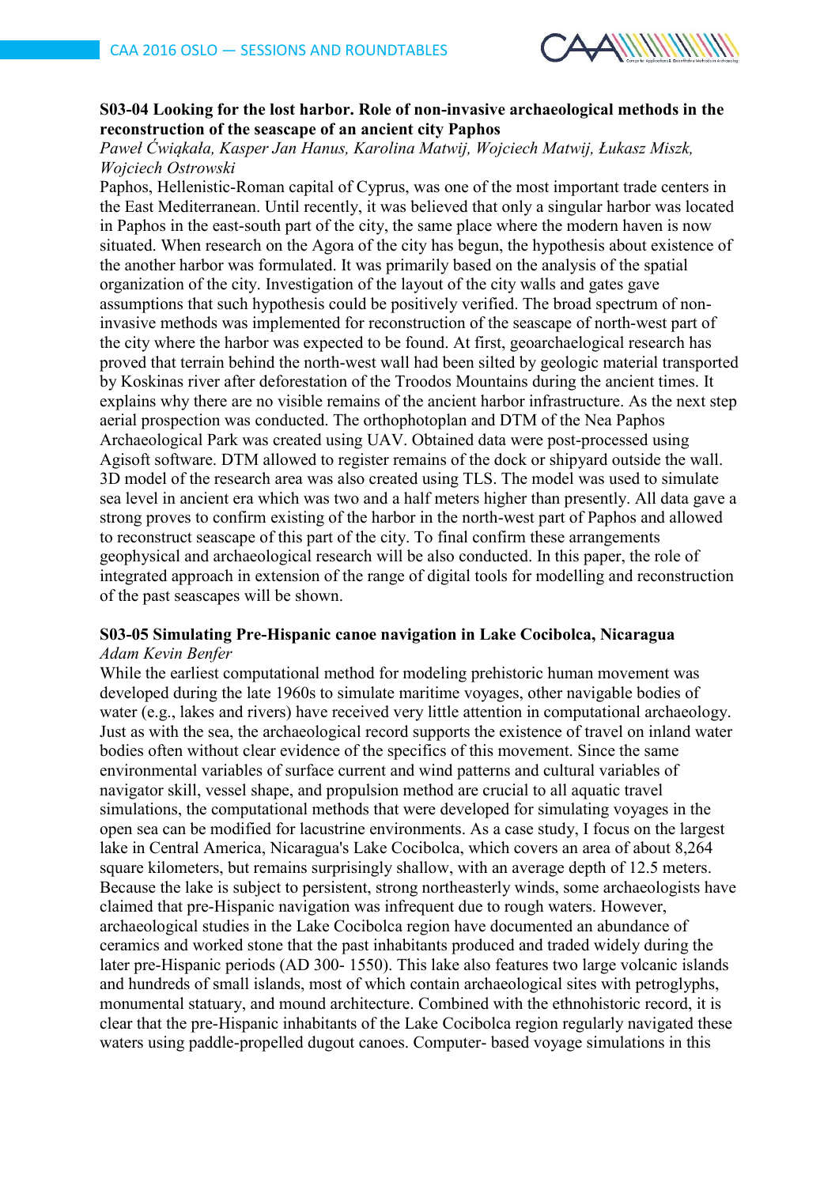### S03-04 Looking for the lost harbor. Role of non-invasive archaeological methods in the reconstruction of the seascape of an ancient city Paphos

*Paweł Ćwiąkała, Kasper Jan Hanus, Karolina Matwij, Wojciech Matwij, Łukasz Miszk, Wojciech Ostrowski*

Paphos, Hellenistic-Roman capital of Cyprus, was one of the most important trade centers in the East Mediterranean. Until recently, it was believed that only a singular harbor was located in Paphos in the east-south part of the city, the same place where the modern haven is now situated. When research on the Agora of the city has begun, the hypothesis about existence of the another harbor was formulated. It was primarily based on the analysis of the spatial organization of the city. Investigation of the layout of the city walls and gates gave assumptions that such hypothesis could be positively verified. The broad spectrum of non-invasive methods was implemented for reconstruction of the seascape of north-west part of the city where the harbor was expected to be found. At first, geoarchaelogical research has proved that terrain behind the north-west wall had been silted by geologic material transported by Koskinas river after deforestation of the Troodos Mountains during the ancient times. It explains why there are no visible remains of the ancient harbor infrastructure. As the next step aerial prospection was conducted. The orthophotoplan and DTM of the Nea Paphos Archaeological Park was created using UAV. Obtained data were post-processed using Agisoft software. DTM allowed to register remains of the dock or shipyard outside the wall. 3D model of the research area was also created using TLS. The model was used to simulate sea level in ancient era which was two and a half meters higher than presently. All data gave a strong proves to confirm existing of the harbor in the north-west part of Paphos and allowed to reconstruct seascape of this part of the city. To final confirm these arrangements geophysical and archaeological research will be also conducted. In this paper, the role of integrated approach in extension of the range of digital tools for modelling and reconstruction of the past seascapes will be shown.

### S03-05 Simulating Pre-Hispanic canoe navigation in Lake Cocibolca, Nicaragua

*Adam Kevin Benfer*

While the earliest computational method for modeling prehistoric human movement was developed during the late 1960s to simulate maritime voyages, other navigable bodies of water (e.g., lakes and rivers) have received very little attention in computational archaeology. Just as with the sea, the archaeological record supports the existence of travel on inland water bodies often without clear evidence of the specifics of this movement. Since the same environmental variables of surface current and wind patterns and cultural variables of navigator skill, vessel shape, and propulsion method are crucial to all aquatic travel simulations, the computational methods that were developed for simulating voyages in the open sea can be modified for lacustrine environments. As a case study, I focus on the largest lake in Central America, Nicaragua's Lake Cocibolca, which covers an area of about 8,264 square kilometers, but remains surprisingly shallow, with an average depth of 12.5 meters. Because the lake is subject to persistent, strong northeasterly winds, some archaeologists have claimed that pre-Hispanic navigation was infrequent due to rough waters. However, archaeological studies in the Lake Cocibolca region have documented an abundance of ceramics and worked stone that the past inhabitants produced and traded widely during the later pre-Hispanic periods (AD 300- 1550). This lake also features two large volcanic islands and hundreds of small islands, most of which contain archaeological sites with petroglyphs, monumental statuary, and mound architecture. Combined with the ethnohistoric record, it is clear that the pre-Hispanic inhabitants of the Lake Cocibolca region regularly navigated these waters using paddle-propelled dugout canoes. Computer- based voyage simulations in this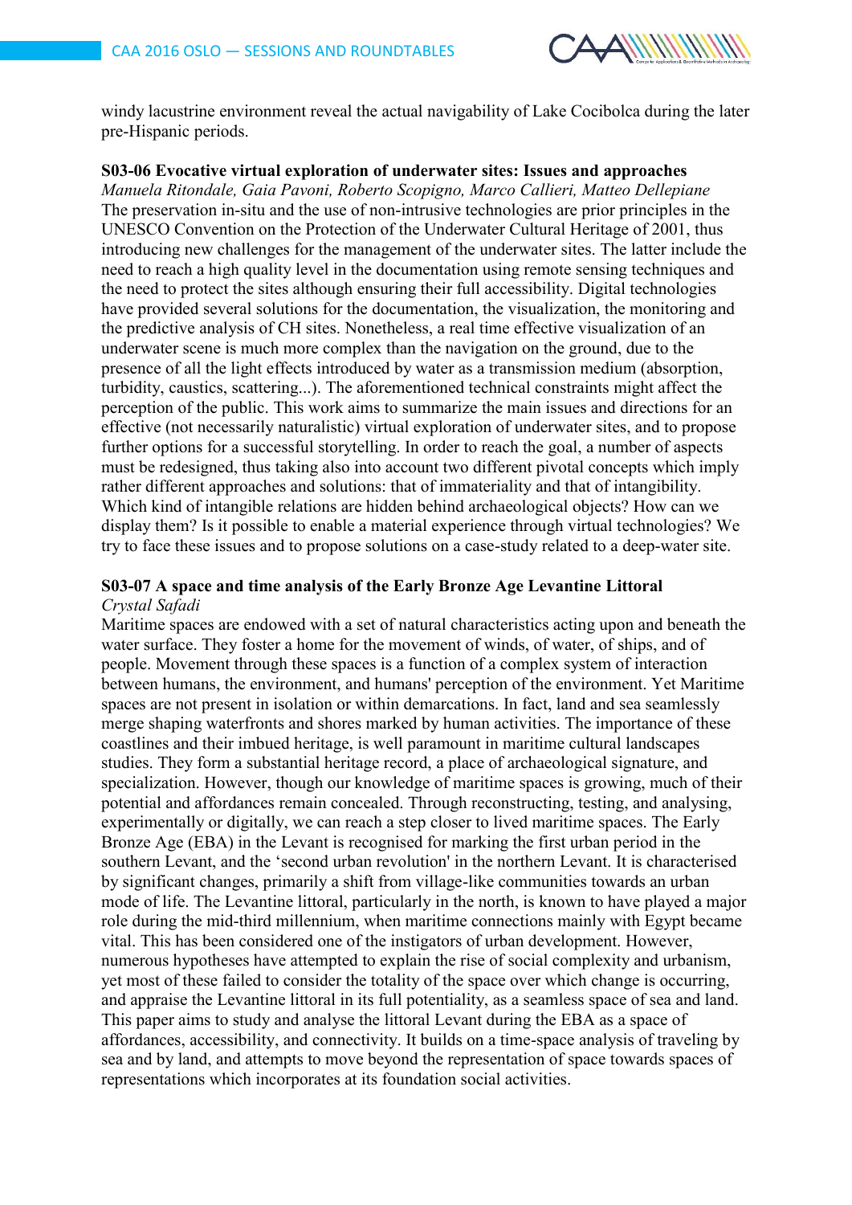windy lacustrine environment reveal the actual navigability of Lake Cocibolca during the later pre-Hispanic periods.

### S03-06 Evocative virtual exploration of underwater sites: Issues and approaches

*Manuela Ritondale, Gaia Pavoni, Roberto Scopigno, Marco Callieri, Matteo Dellepiane*

The preservation in-situ and the use of non-intrusive technologies are prior principles in the UNESCO Convention on the Protection of the Underwater Cultural Heritage of 2001, thus introducing new challenges for the management of the underwater sites. The latter include the need to reach a high quality level in the documentation using remote sensing techniques and the need to protect the sites although ensuring their full accessibility. Digital technologies have provided several solutions for the documentation, the visualization, the monitoring and the predictive analysis of CH sites. Nonetheless, a real time effective visualization of an underwater scene is much more complex than the navigation on the ground, due to the presence of all the light effects introduced by water as a transmission medium (absorption, turbidity, caustics, scattering...). The aforementioned technical constraints might affect the perception of the public. This work aims to summarize the main issues and directions for an effective (not necessarily naturalistic) virtual exploration of underwater sites, and to propose further options for a successful storytelling. In order to reach the goal, a number of aspects must be redesigned, thus taking also into account two different pivotal concepts which imply rather different approaches and solutions: that of immateriality and that of intangibility. Which kind of intangible relations are hidden behind archaeological objects? How can we display them? Is it possible to enable a material experience through virtual technologies? We try to face these issues and to propose solutions on a case-study related to a deep-water site.

### S03-07 A space and time analysis of the Early Bronze Age Levantine Littoral

*Crystal Safadi*

Maritime spaces are endowed with a set of natural characteristics acting upon and beneath the water surface. They foster a home for the movement of winds, of water, of ships, and of people. Movement through these spaces is a function of a complex system of interaction between humans, the environment, and humans' perception of the environment. Yet Maritime spaces are not present in isolation or within demarcations. In fact, land and sea seamlessly merge shaping waterfronts and shores marked by human activities. The importance of these coastlines and their imbued heritage, is well paramount in maritime cultural landscapes studies. They form a substantial heritage record, a place of archaeological signature, and specialization. However, though our knowledge of maritime spaces is growing, much of their potential and affordances remain concealed. Through reconstructing, testing, and analysing, experimentally or digitally, we can reach a step closer to lived maritime spaces. The Early Bronze Age (EBA) in the Levant is recognised for marking the first urban period in the southern Levant, and the 'second urban revolution' in the northern Levant. It is characterised by significant changes, primarily a shift from village-like communities towards an urban mode of life. The Levantine littoral, particularly in the north, is known to have played a major role during the mid-third millennium, when maritime connections mainly with Egypt became vital. This has been considered one of the instigators of urban development. However, numerous hypotheses have attempted to explain the rise of social complexity and urbanism, yet most of these failed to consider the totality of the space over which change is occurring, and appraise the Levantine littoral in its full potentiality, as a seamless space of sea and land. This paper aims to study and analyse the littoral Levant during the EBA as a space of affordances, accessibility, and connectivity. It builds on a time-space analysis of traveling by sea and by land, and attempts to move beyond the representation of space towards spaces of representations which incorporates at its foundation social activities.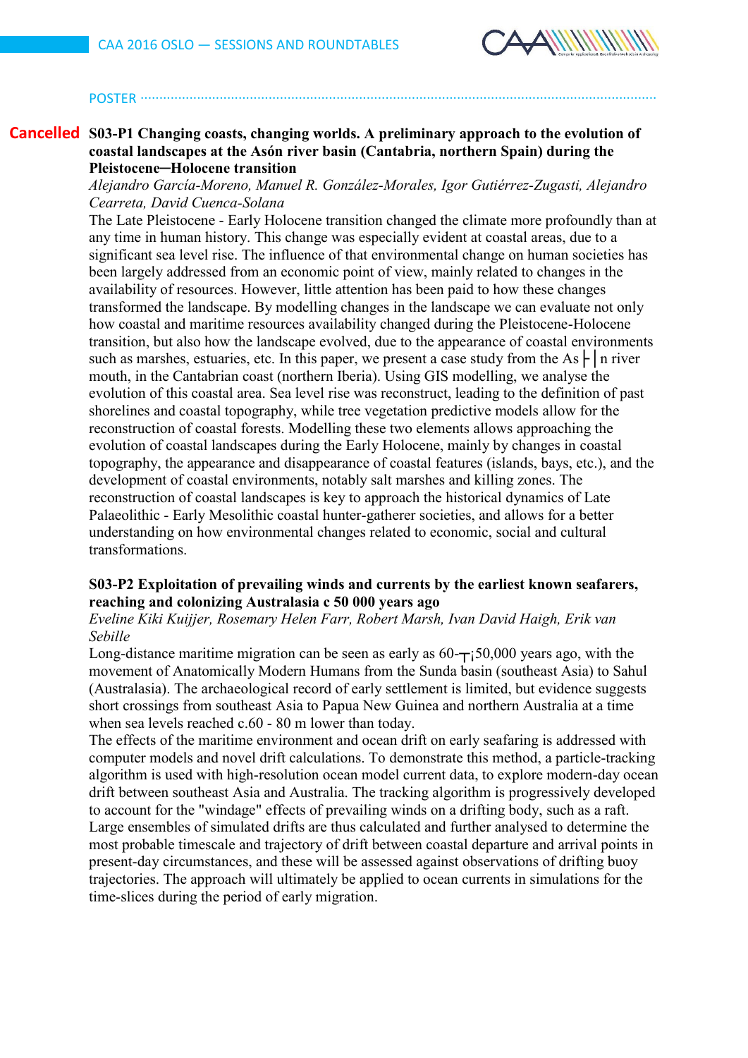POSTER

**Cancelled** **S03-P1 Changing coasts, changing worlds. A preliminary approach to the evolution of coastal landscapes at the Asón river basin (Cantabria, northern Spain) during the Pleistocene─Holocene transition**

*Alejandro García-Moreno, Manuel R. González-Morales, Igor Gutiérrez-Zugasti, Alejandro Cearreta, David Cuenca-Solana*

The Late Pleistocene - Early Holocene transition changed the climate more profoundly than at any time in human history. This change was especially evident at coastal areas, due to a significant sea level rise. The influence of that environmental change on human societies has been largely addressed from an economic point of view, mainly related to changes in the availability of resources. However, little attention has been paid to how these changes transformed the landscape. By modelling changes in the landscape we can evaluate not only how coastal and maritime resources availability changed during the Pleistocene-Holocene transition, but also how the landscape evolved, due to the appearance of coastal environments such as marshes, estuaries, etc. In this paper, we present a case study from the As├│n river mouth, in the Cantabrian coast (northern Iberia). Using GIS modelling, we analyse the evolution of this coastal area. Sea level rise was reconstruct, leading to the definition of past shorelines and coastal topography, while tree vegetation predictive models allow for the reconstruction of coastal forests. Modelling these two elements allows approaching the evolution of coastal landscapes during the Early Holocene, mainly by changes in coastal topography, the appearance and disappearance of coastal features (islands, bays, etc.), and the development of coastal environments, notably salt marshes and killing zones. The reconstruction of coastal landscapes is key to approach the historical dynamics of Late Palaeolithic - Early Mesolithic coastal hunter-gatherer societies, and allows for a better understanding on how environmental changes related to economic, social and cultural transformations.

**S03-P2 Exploitation of prevailing winds and currents by the earliest known seafarers, reaching and colonizing Australasia c 50 000 years ago**

*Eveline Kiki Kuijjer, Rosemary Helen Farr, Robert Marsh, Ivan David Haigh, Erik van Sebille*

Long-distance maritime migration can be seen as early as 60-┬¡50,000 years ago, with the movement of Anatomically Modern Humans from the Sunda basin (southeast Asia) to Sahul (Australasia). The archaeological record of early settlement is limited, but evidence suggests short crossings from southeast Asia to Papua New Guinea and northern Australia at a time when sea levels reached c.60 - 80 m lower than today.

The effects of the maritime environment and ocean drift on early seafaring is addressed with computer models and novel drift calculations. To demonstrate this method, a particle-tracking algorithm is used with high-resolution ocean model current data, to explore modern-day ocean drift between southeast Asia and Australia. The tracking algorithm is progressively developed to account for the "windage" effects of prevailing winds on a drifting body, such as a raft. Large ensembles of simulated drifts are thus calculated and further analysed to determine the most probable timescale and trajectory of drift between coastal departure and arrival points in present-day circumstances, and these will be assessed against observations of drifting buoy trajectories. The approach will ultimately be applied to ocean currents in simulations for the time-slices during the period of early migration.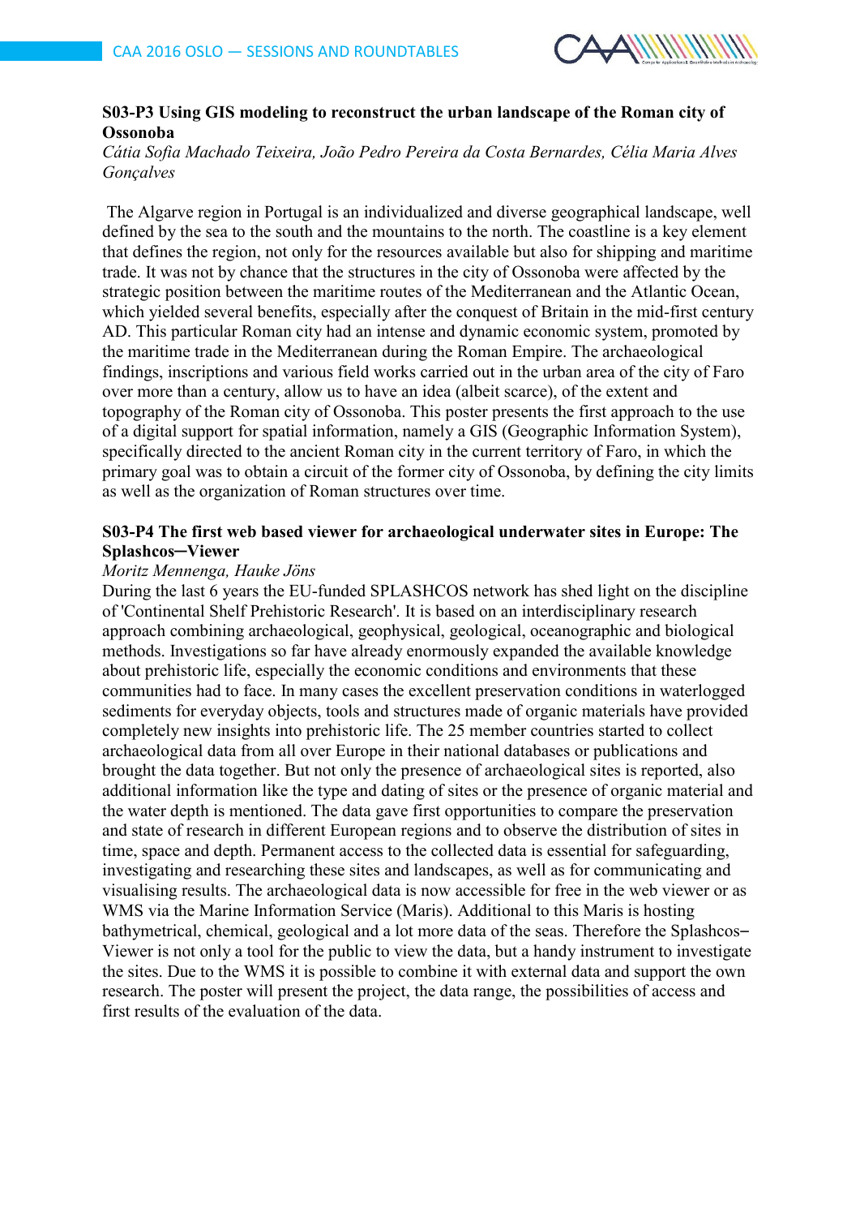### S03-P3 Using GIS modeling to reconstruct the urban landscape of the Roman city of Ossonoba

*Cátia Sofia Machado Teixeira, João Pedro Pereira da Costa Bernardes, Célia Maria Alves Gonçalves*

The Algarve region in Portugal is an individualized and diverse geographical landscape, well defined by the sea to the south and the mountains to the north. The coastline is a key element that defines the region, not only for the resources available but also for shipping and maritime trade. It was not by chance that the structures in the city of Ossonoba were affected by the strategic position between the maritime routes of the Mediterranean and the Atlantic Ocean, which yielded several benefits, especially after the conquest of Britain in the mid-first century AD. This particular Roman city had an intense and dynamic economic system, promoted by the maritime trade in the Mediterranean during the Roman Empire. The archaeological findings, inscriptions and various field works carried out in the urban area of the city of Faro over more than a century, allow us to have an idea (albeit scarce), of the extent and topography of the Roman city of Ossonoba. This poster presents the first approach to the use of a digital support for spatial information, namely a GIS (Geographic Information System), specifically directed to the ancient Roman city in the current territory of Faro, in which the primary goal was to obtain a circuit of the former city of Ossonoba, by defining the city limits as well as the organization of Roman structures over time.

### S03-P4 The first web based viewer for archaeological underwater sites in Europe: The Splashcos–Viewer

*Moritz Mennenga, Hauke Jöns*

During the last 6 years the EU-funded SPLASHCOS network has shed light on the discipline of 'Continental Shelf Prehistoric Research'. It is based on an interdisciplinary research approach combining archaeological, geophysical, geological, oceanographic and biological methods. Investigations so far have already enormously expanded the available knowledge about prehistoric life, especially the economic conditions and environments that these communities had to face. In many cases the excellent preservation conditions in waterlogged sediments for everyday objects, tools and structures made of organic materials have provided completely new insights into prehistoric life. The 25 member countries started to collect archaeological data from all over Europe in their national databases or publications and brought the data together. But not only the presence of archaeological sites is reported, also additional information like the type and dating of sites or the presence of organic material and the water depth is mentioned. The data gave first opportunities to compare the preservation and state of research in different European regions and to observe the distribution of sites in time, space and depth. Permanent access to the collected data is essential for safeguarding, investigating and researching these sites and landscapes, as well as for communicating and visualising results. The archaeological data is now accessible for free in the web viewer or as WMS via the Marine Information Service (Maris). Additional to this Maris is hosting bathymetrical, chemical, geological and a lot more data of the seas. Therefore the Splashcos–Viewer is not only a tool for the public to view the data, but a handy instrument to investigate the sites. Due to the WMS it is possible to combine it with external data and support the own research. The poster will present the project, the data range, the possibilities of access and first results of the evaluation of the data.